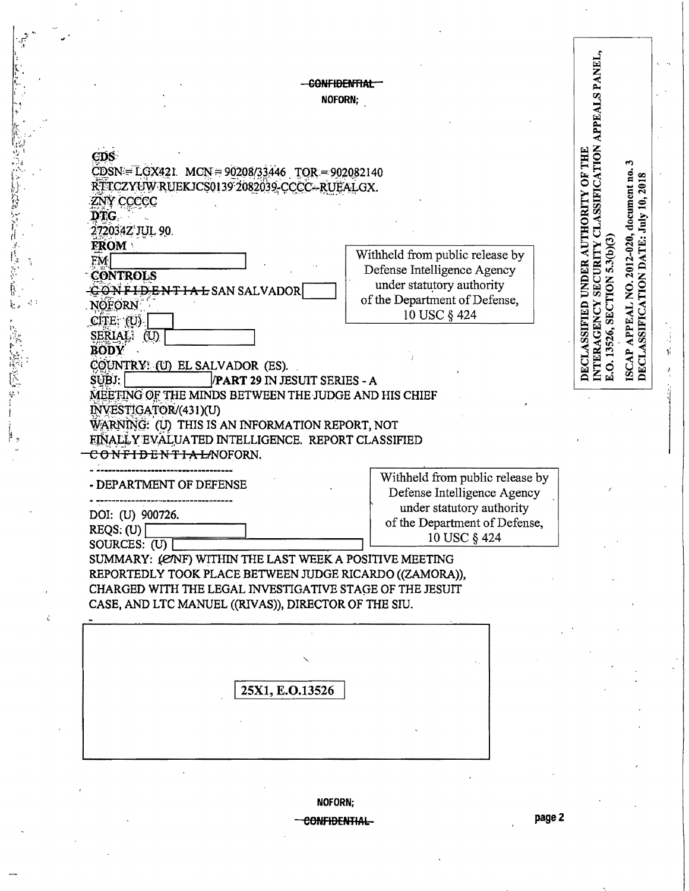~~CONFIDENTIAL~~
NOFORN;

**CDS**
CDSN = LGX421 MCN = 90208/33446 TOR = 902082140
RTTCZYUW RUEKJCS0139 2082039-CCCC--RUEALGX.
ZNY CCCCC
**DTG**
272034Z JUL 90.
**FROM**
FM [ ]
**CONTROLS**
~~CONFIDENTIAL~~ SAN SALVADOR [ ]
NOFORN
CITE: (U) [ ]
SERIAL: (U) [ ]
**BODY**
COUNTRY: (U) EL SALVADOR (ES).
SUBJ: [ ] /**PART 29** IN JESUIT SERIES - A MEETING OF THE MINDS BETWEEN THE JUDGE AND HIS CHIEF INVESTIGATOR/(431)(U)
WARNING: (U) THIS IS AN INFORMATION REPORT, NOT FINALLY EVALUATED INTELLIGENCE. REPORT CLASSIFIED ~~CONFIDENTIAL~~/NOFORN.

Withheld from public release by Defense Intelligence Agency under statutory authority of the Department of Defense, 10 USC § 424

---

- DEPARTMENT OF DEFENSE

---

DOI: (U) 900726.
REQS: (U) [ ]
SOURCES: (U) [ ]

Withheld from public release by Defense Intelligence Agency under statutory authority of the Department of Defense, 10 USC § 424

SUMMARY: (C/NF) WITHIN THE LAST WEEK A POSITIVE MEETING REPORTEDLY TOOK PLACE BETWEEN JUDGE RICARDO ((ZAMORA)), CHARGED WITH THE LEGAL INVESTIGATIVE STAGE OF THE JESUIT CASE, AND LTC MANUEL ((RIVAS)), DIRECTOR OF THE SIU.

25X1, E.O.13526

DECLASSIFIED UNDER AUTHORITY OF THE INTERAGENCY SECURITY CLASSIFICATION APPEALS PANEL, E.O. 13526, SECTION 5.3(b)(3)

ISCAP APPEAL NO. 2012-020, document no. 3
DECLASSIFICATION DATE: July 10, 2018

NOFORN;
~~CONFIDENTIAL~~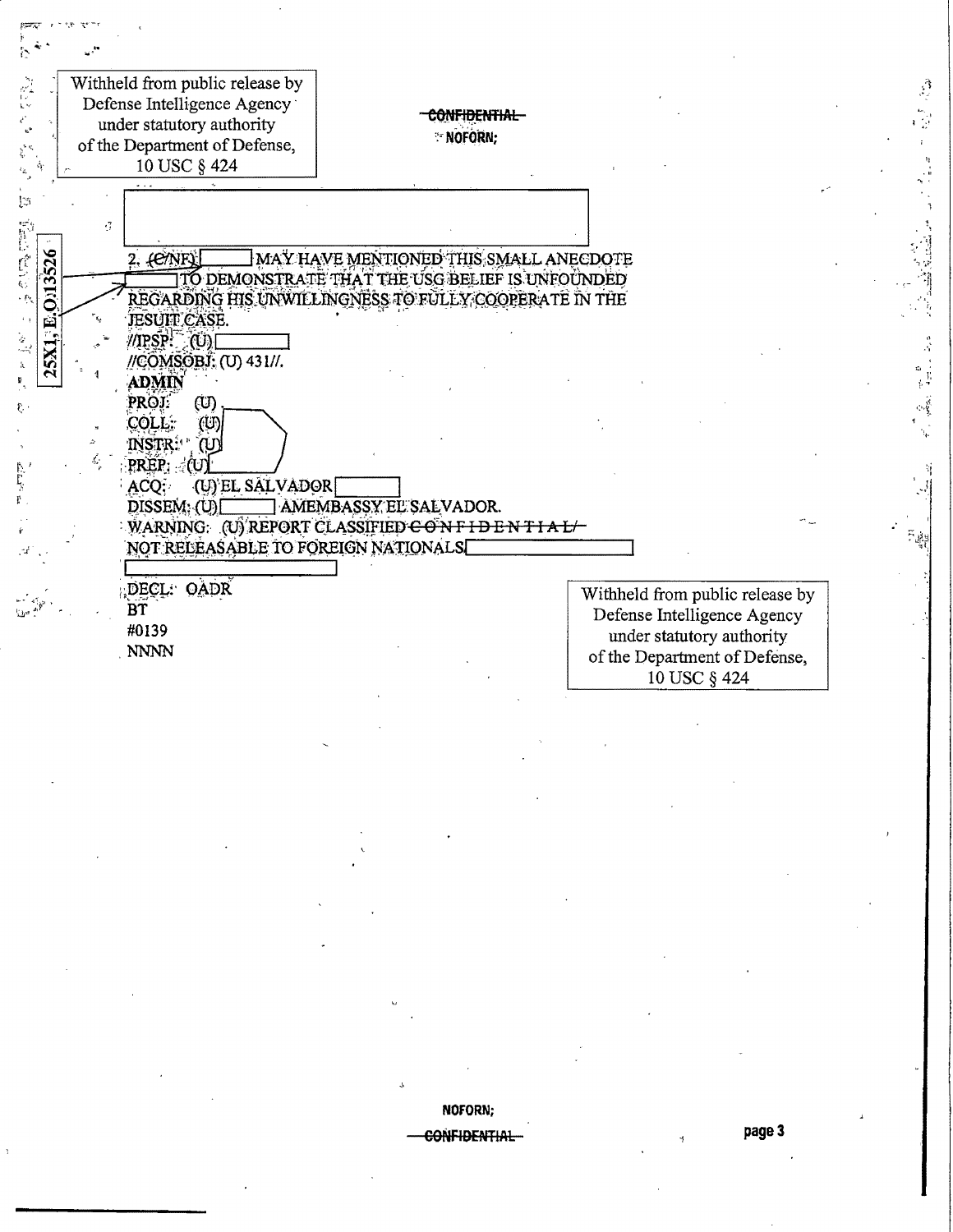Withheld from public release by Defense Intelligence Agency under statutory authority of the Department of Defense, 10 USC § 424

~~CONFIDENTIAL~~
NOFORN;

25X1, E.O.13526

2. (C/NF) [redacted] MAY HAVE MENTIONED THIS SMALL ANECDOTE [redacted] TO DEMONSTRATE THAT THE USG BELIEF IS UNFOUNDED REGARDING HIS UNWILLINGNESS TO FULLY COOPERATE IN THE JESUIT CASE.
//IPSP: (U) [redacted]
//COMSOBJ: (U) 431//.
**ADMIN**
PROJ: (U)
COLL: (U)
INSTR: (U)
PREP: (U)
ACQ: (U) EL SALVADOR [redacted]
DISSEM: (U) [redacted] AMEMBASSY EL SALVADOR.
WARNING: (U) REPORT CLASSIFIED ~~CONFIDENTIAL/~~ NOT RELEASABLE TO FOREIGN NATIONALS [redacted]
[redacted]
DECL: OADR
BT
#0139
NNNN

Withheld from public release by Defense Intelligence Agency under statutory authority of the Department of Defense, 10 USC § 424

NOFORN;
~~CONFIDENTIAL~~